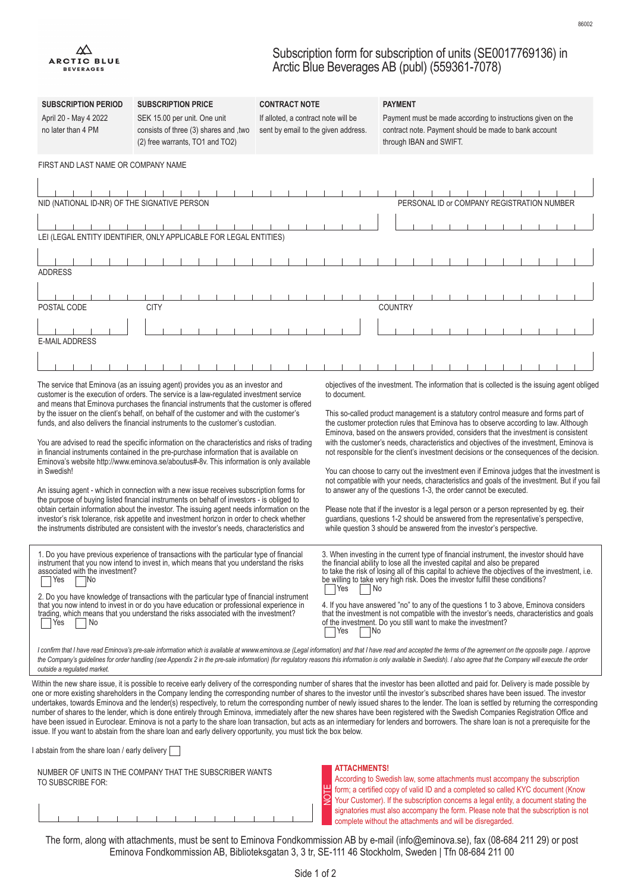86002

ARCTIC BLUE BEVERAGES

# Subscription form for subscription of units (SE0017769136) in Arctic Blue Beverages AB (publ) (559361-7078)

| SUBSCRIPTION PERIOD | SUBSCRIPTION PRICE | CONTRACT NOTE | PAYMENT |
|---|---|---|---|
| April 20 - May 4 2022 no later than 4 PM | SEK 15.00 per unit. One unit consists of three (3) shares and ,two (2) free warrants, TO1 and TO2) | If alloted, a contract note will be sent by email to the given address. | Payment must be made according to instructions given on the contract note. Payment should be made to bank account through IBAN and SWIFT. |

FIRST AND LAST NAME OR COMPANY NAME

NID (NATIONAL ID-NR) OF THE SIGNATIVE PERSON

PERSONAL ID or COMPANY REGISTRATION NUMBER

LEI (LEGAL ENTITY IDENTIFIER, ONLY APPLICABLE FOR LEGAL ENTITIES)

ADDRESS

POSTAL CODE

CITY

COUNTRY

E-MAIL ADDRESS

The service that Eminova (as an issuing agent) provides you as an investor and customer is the execution of orders. The service is a law-regulated investment service and means that Eminova purchases the financial instruments that the customer is offered by the issuer on the client's behalf, on behalf of the customer and with the customer's funds, and also delivers the financial instruments to the customer's custodian.

You are advised to read the specific information on the characteristics and risks of trading in financial instruments contained in the pre-purchase information that is available on Eminova's website http://www.eminova.se/aboutus#-8v. This information is only available in Swedish!

An issuing agent - which in connection with a new issue receives subscription forms for the purpose of buying listed financial instruments on behalf of investors - is obliged to obtain certain information about the investor. The issuing agent needs information on the investor's risk tolerance, risk appetite and investment horizon in order to check whether the instruments distributed are consistent with the investor's needs, characteristics and objectives of the investment. The information that is collected is the issuing agent obliged to document.

This so-called product management is a statutory control measure and forms part of the customer protection rules that Eminova has to observe according to law. Although Eminova, based on the answers provided, considers that the investment is consistent with the customer's needs, characteristics and objectives of the investment, Eminova is not responsible for the client's investment decisions or the consequences of the decision.

You can choose to carry out the investment even if Eminova judges that the investment is not compatible with your needs, characteristics and goals of the investment. But if you fail to answer any of the questions 1-3, the order cannot be executed.

Please note that if the investor is a legal person or a person represented by eg. their guardians, questions 1-2 should be answered from the representative's perspective, while question 3 should be answered from the investor's perspective.

1. Do you have previous experience of transactions with the particular type of financial instrument that you now intend to invest in, which means that you understand the risks associated with the investment?
☐ Yes ☐ No

2. Do you have knowledge of transactions with the particular type of financial instrument that you now intend to invest in or do you have education or professional experience in trading, which means that you understand the risks associated with the investment?
☐ Yes ☐ No

3. When investing in the current type of financial instrument, the investor should have the financial ability to lose all the invested capital and also be prepared to take the risk of losing all of this capital to achieve the objectives of the investment, i.e. be willing to take very high risk. Does the investor fulfill these conditions?
☐ Yes ☐ No

4. If you have answered "no" to any of the questions 1 to 3 above, Eminova considers that the investment is not compatible with the investor's needs, characteristics and goals of the investment. Do you still want to make the investment?
☐ Yes ☐ No

*I confirm that I have read Eminova's pre-sale information which is available at wwww.eminova.se (Legal information) and that I have read and accepted the terms of the agreement on the opposite page. I approve the Company's guidelines for order handling (see Appendix 2 in the pre-sale information) (for regulatory reasons this information is only available in Swedish). I also agree that the Company will execute the order outside a regulated market.*

Within the new share issue, it is possible to receive early delivery of the corresponding number of shares that the investor has been allotted and paid for. Delivery is made possible by one or more existing shareholders in the Company lending the corresponding number of shares to the investor until the investor's subscribed shares have been issued. The investor undertakes, towards Eminova and the lender(s) respectively, to return the corresponding number of newly issued shares to the lender. The loan is settled by returning the corresponding number of shares to the lender, which is done entirely through Eminova, immediately after the new shares have been registered with the Swedish Companies Registration Office and have been issued in Euroclear. Eminova is not a party to the share loan transaction, but acts as an intermediary for lenders and borrowers. The share loan is not a prerequisite for the issue. If you want to abstain from the share loan and early delivery opportunity, you must tick the box below.

I abstain from the share loan / early delivery ☐

NUMBER OF UNITS IN THE COMPANY THAT THE SUBSCRIBER WANTS TO SUBSCRIBE FOR:

NOTE

**ATTACHMENTS!**

According to Swedish law, some attachments must accompany the subscription form; a certified copy of valid ID and a completed so called KYC document (Know Your Customer). If the subscription concerns a legal entity, a document stating the signatories must also accompany the form. Please note that the subscription is not complete without the attachments and will be disregarded.

The form, along with attachments, must be sent to Eminova Fondkommission AB by e-mail (info@eminova.se), fax (08-684 211 29) or post Eminova Fondkommission AB, Biblioteksgatan 3, 3 tr, SE-111 46 Stockholm, Sweden | Tfn 08-684 211 00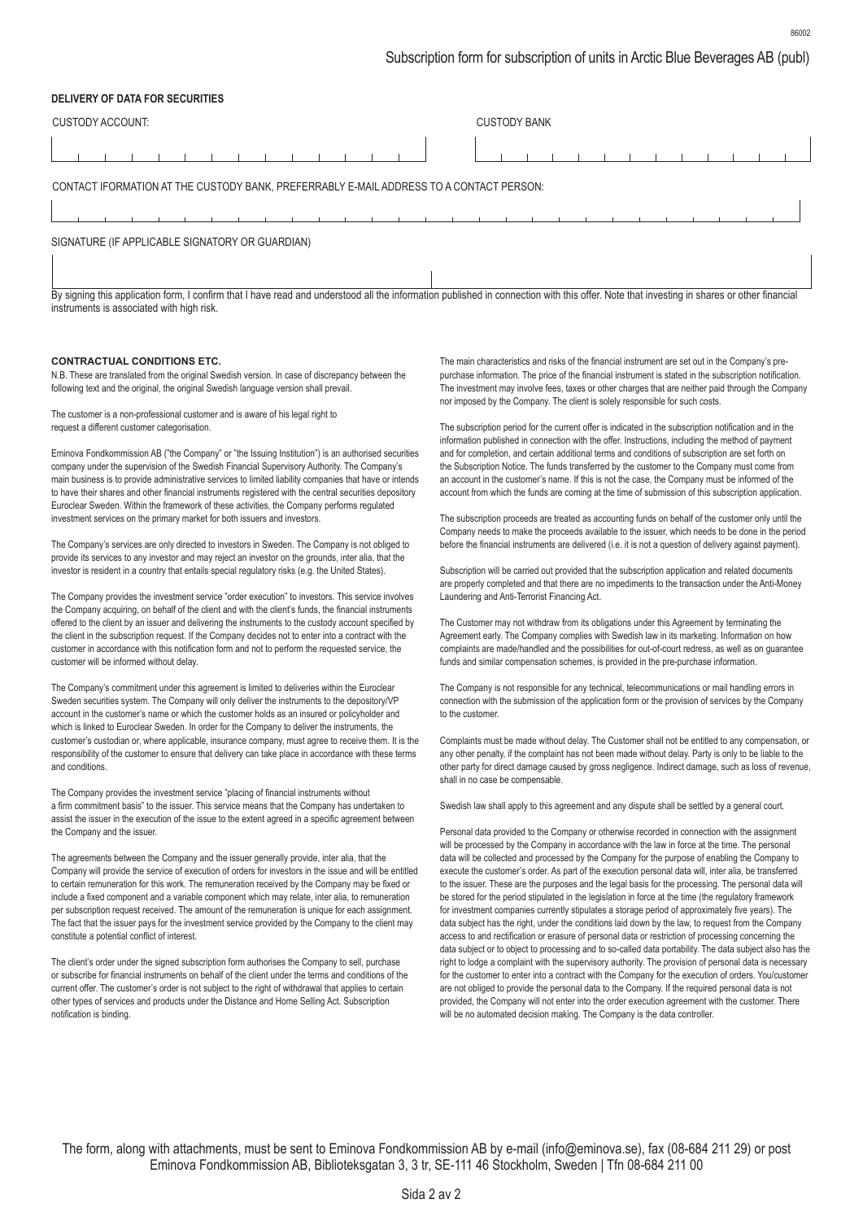# Subscription form for subscription of units in Arctic Blue Beverages AB (publ)

**DELIVERY OF DATA FOR SECURITIES**

CUSTODY ACCOUNT:

CUSTODY BANK

CONTACT IFORMATION AT THE CUSTODY BANK, PREFERRABLY E-MAIL ADDRESS TO A CONTACT PERSON:

SIGNATURE (IF APPLICABLE SIGNATORY OR GUARDIAN)

By signing this application form, I confirm that I have read and understood all the information published in connection with this offer. Note that investing in shares or other financial instruments is associated with high risk.

**CONTRACTUAL CONDITIONS ETC.**

N.B. These are translated from the original Swedish version. In case of discrepancy between the following text and the original, the original Swedish language version shall prevail.

The customer is a non-professional customer and is aware of his legal right to request a different customer categorisation.

Eminova Fondkommission AB ("the Company" or "the Issuing Institution") is an authorised securities company under the supervision of the Swedish Financial Supervisory Authority. The Company's main business is to provide administrative services to limited liability companies that have or intends to have their shares and other financial instruments registered with the central securities depository Euroclear Sweden. Within the framework of these activities, the Company performs regulated investment services on the primary market for both issuers and investors.

The Company's services are only directed to investors in Sweden. The Company is not obliged to provide its services to any investor and may reject an investor on the grounds, inter alia, that the investor is resident in a country that entails special regulatory risks (e.g. the United States).

The Company provides the investment service "order execution" to investors. This service involves the Company acquiring, on behalf of the client and with the client's funds, the financial instruments offered to the client by an issuer and delivering the instruments to the custody account specified by the client in the subscription request. If the Company decides not to enter into a contract with the customer in accordance with this notification form and not to perform the requested service, the customer will be informed without delay.

The Company's commitment under this agreement is limited to deliveries within the Euroclear Sweden securities system. The Company will only deliver the instruments to the depository/VP account in the customer's name or which the customer holds as an insured or policyholder and which is linked to Euroclear Sweden. In order for the Company to deliver the instruments, the customer's custodian or, where applicable, insurance company, must agree to receive them. It is the responsibility of the customer to ensure that delivery can take place in accordance with these terms and conditions.

The Company provides the investment service "placing of financial instruments without a firm commitment basis" to the issuer. This service means that the Company has undertaken to assist the issuer in the execution of the issue to the extent agreed in a specific agreement between the Company and the issuer.

The agreements between the Company and the issuer generally provide, inter alia, that the Company will provide the service of execution of orders for investors in the issue and will be entitled to certain remuneration for this work. The remuneration received by the Company may be fixed or include a fixed component and a variable component which may relate, inter alia, to remuneration per subscription request received. The amount of the remuneration is unique for each assignment. The fact that the issuer pays for the investment service provided by the Company to the client may constitute a potential conflict of interest.

The client's order under the signed subscription form authorises the Company to sell, purchase or subscribe for financial instruments on behalf of the client under the terms and conditions of the current offer. The customer's order is not subject to the right of withdrawal that applies to certain other types of services and products under the Distance and Home Selling Act. Subscription notification is binding.

The main characteristics and risks of the financial instrument are set out in the Company's pre-purchase information. The price of the financial instrument is stated in the subscription notification. The investment may involve fees, taxes or other charges that are neither paid through the Company nor imposed by the Company. The client is solely responsible for such costs.

The subscription period for the current offer is indicated in the subscription notification and in the information published in connection with the offer. Instructions, including the method of payment and for completion, and certain additional terms and conditions of subscription are set forth on the Subscription Notice. The funds transferred by the customer to the Company must come from an account in the customer's name. If this is not the case, the Company must be informed of the account from which the funds are coming at the time of submission of this subscription application.

The subscription proceeds are treated as accounting funds on behalf of the customer only until the Company needs to make the proceeds available to the issuer, which needs to be done in the period before the financial instruments are delivered (i.e. it is not a question of delivery against payment).

Subscription will be carried out provided that the subscription application and related documents are properly completed and that there are no impediments to the transaction under the Anti-Money Laundering and Anti-Terrorist Financing Act.

The Customer may not withdraw from its obligations under this Agreement by terminating the Agreement early. The Company complies with Swedish law in its marketing. Information on how complaints are made/handled and the possibilities for out-of-court redress, as well as on guarantee funds and similar compensation schemes, is provided in the pre-purchase information.

The Company is not responsible for any technical, telecommunications or mail handling errors in connection with the submission of the application form or the provision of services by the Company to the customer.

Complaints must be made without delay. The Customer shall not be entitled to any compensation, or any other penalty, if the complaint has not been made without delay. Party is only to be liable to the other party for direct damage caused by gross negligence. Indirect damage, such as loss of revenue, shall in no case be compensable.

Swedish law shall apply to this agreement and any dispute shall be settled by a general court.

Personal data provided to the Company or otherwise recorded in connection with the assignment will be processed by the Company in accordance with the law in force at the time. The personal data will be collected and processed by the Company for the purpose of enabling the Company to execute the customer's order. As part of the execution personal data will, inter alia, be transferred to the issuer. These are the purposes and the legal basis for the processing. The personal data will be stored for the period stipulated in the legislation in force at the time (the regulatory framework for investment companies currently stipulates a storage period of approximately five years). The data subject has the right, under the conditions laid down by the law, to request from the Company access to and rectification or erasure of personal data or restriction of processing concerning the data subject or to object to processing and to so-called data portability. The data subject also has the right to lodge a complaint with the supervisory authority. The provision of personal data is necessary for the customer to enter into a contract with the Company for the execution of orders. You/customer are not obliged to provide the personal data to the Company. If the required personal data is not provided, the Company will not enter into the order execution agreement with the customer. There will be no automated decision making. The Company is the data controller.

The form, along with attachments, must be sent to Eminova Fondkommission AB by e-mail (info@eminova.se), fax (08-684 211 29) or post Eminova Fondkommission AB, Biblioteksgatan 3, 3 tr, SE-111 46 Stockholm, Sweden | Tfn 08-684 211 00